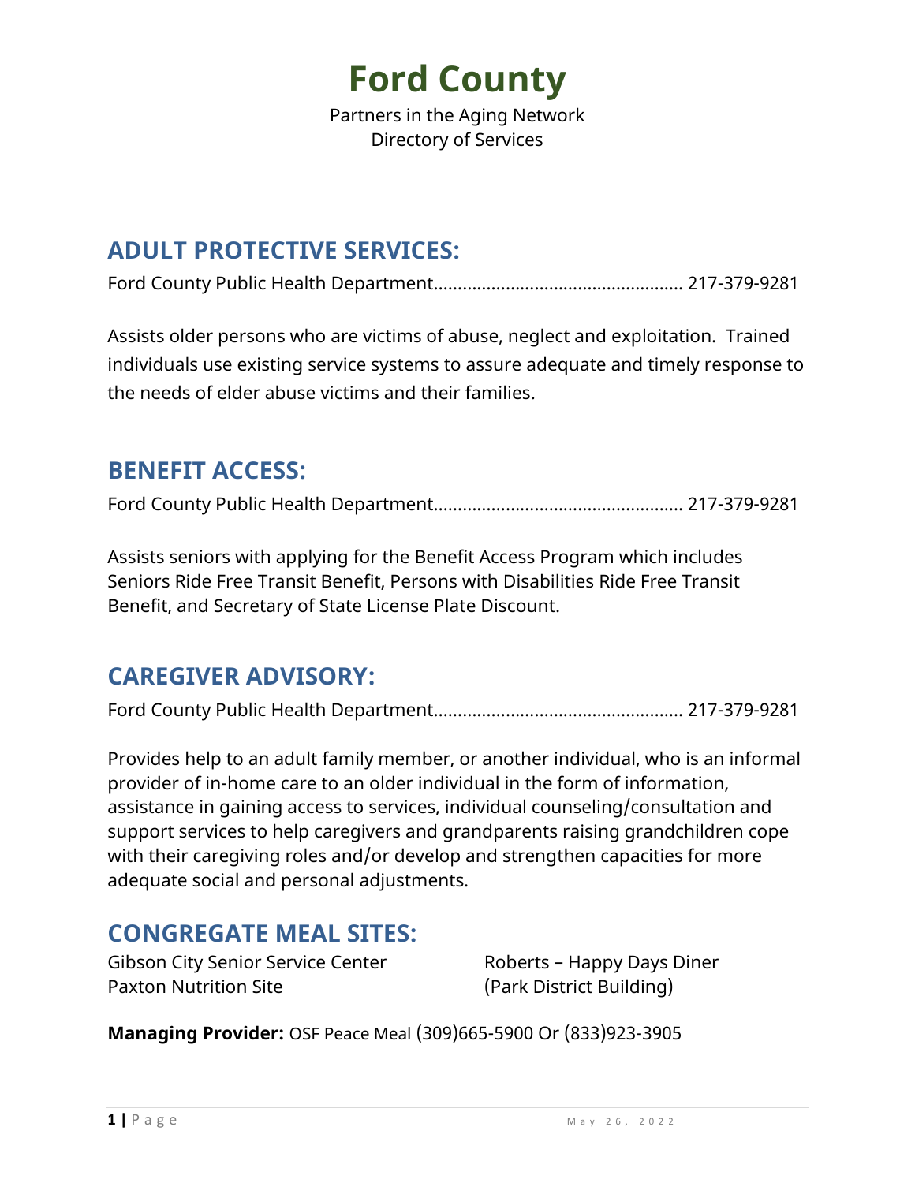# Ford County

Partners in the Aging Network
Directory of Services

## ADULT PROTECTIVE SERVICES:

Ford County Public Health Department.................................................... 217-379-9281

Assists older persons who are victims of abuse, neglect and exploitation. Trained individuals use existing service systems to assure adequate and timely response to the needs of elder abuse victims and their families.

## BENEFIT ACCESS:

Ford County Public Health Department.................................................... 217-379-9281

Assists seniors with applying for the Benefit Access Program which includes Seniors Ride Free Transit Benefit, Persons with Disabilities Ride Free Transit Benefit, and Secretary of State License Plate Discount.

## CAREGIVER ADVISORY:

Ford County Public Health Department.................................................... 217-379-9281

Provides help to an adult family member, or another individual, who is an informal provider of in-home care to an older individual in the form of information, assistance in gaining access to services, individual counseling/consultation and support services to help caregivers and grandparents raising grandchildren cope with their caregiving roles and/or develop and strengthen capacities for more adequate social and personal adjustments.

## CONGREGATE MEAL SITES:

Gibson City Senior Service Center
Paxton Nutrition Site
Roberts – Happy Days Diner
(Park District Building)

**Managing Provider:** OSF Peace Meal (309)665-5900 Or (833)923-3905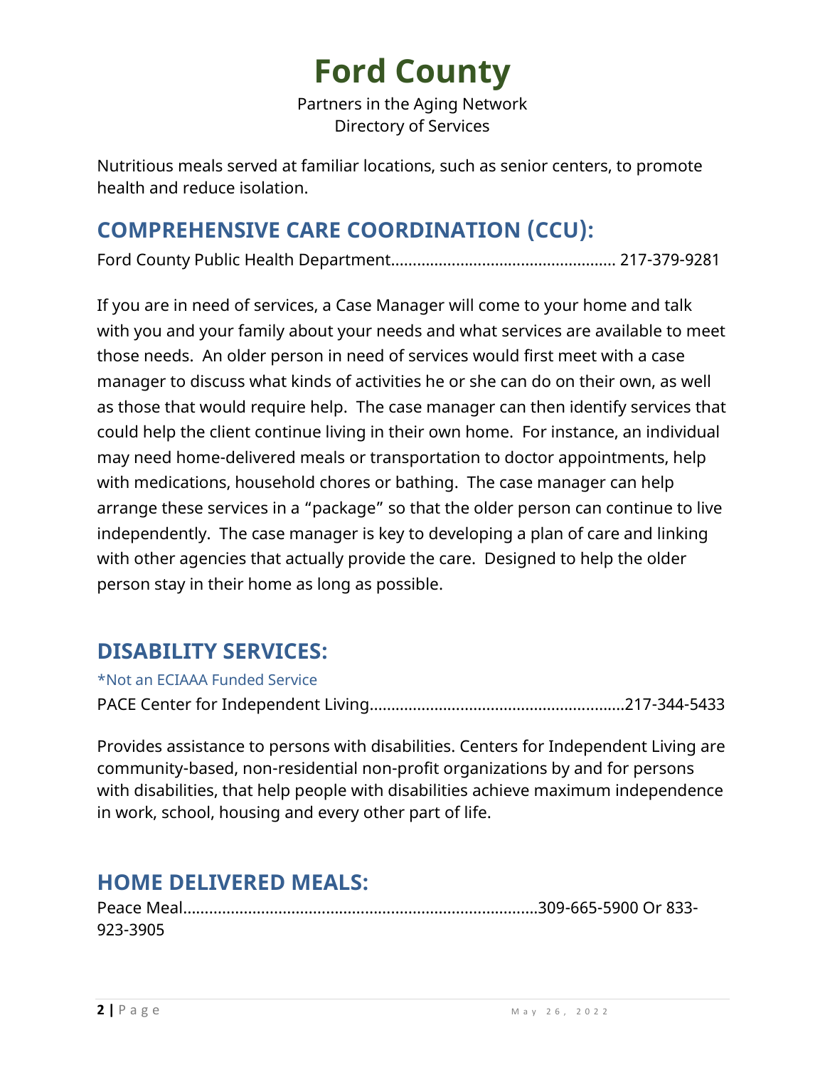Nutritious meals served at familiar locations, such as senior centers, to promote health and reduce isolation.

## COMPREHENSIVE CARE COORDINATION (CCU):

Ford County Public Health Department.................................................. 217-379-9281

If you are in need of services, a Case Manager will come to your home and talk with you and your family about your needs and what services are available to meet those needs. An older person in need of services would first meet with a case manager to discuss what kinds of activities he or she can do on their own, as well as those that would require help. The case manager can then identify services that could help the client continue living in their own home. For instance, an individual may need home-delivered meals or transportation to doctor appointments, help with medications, household chores or bathing. The case manager can help arrange these services in a "package" so that the older person can continue to live independently. The case manager is key to developing a plan of care and linking with other agencies that actually provide the care. Designed to help the older person stay in their home as long as possible.

## DISABILITY SERVICES:

*Not an ECIAAA Funded Service

PACE Center for Independent Living.........................................................217-344-5433

Provides assistance to persons with disabilities. Centers for Independent Living are community-based, non-residential non-profit organizations by and for persons with disabilities, that help people with disabilities achieve maximum independence in work, school, housing and every other part of life.

## HOME DELIVERED MEALS:

Peace Meal................................................................................309-665-5900 Or 833-923-3905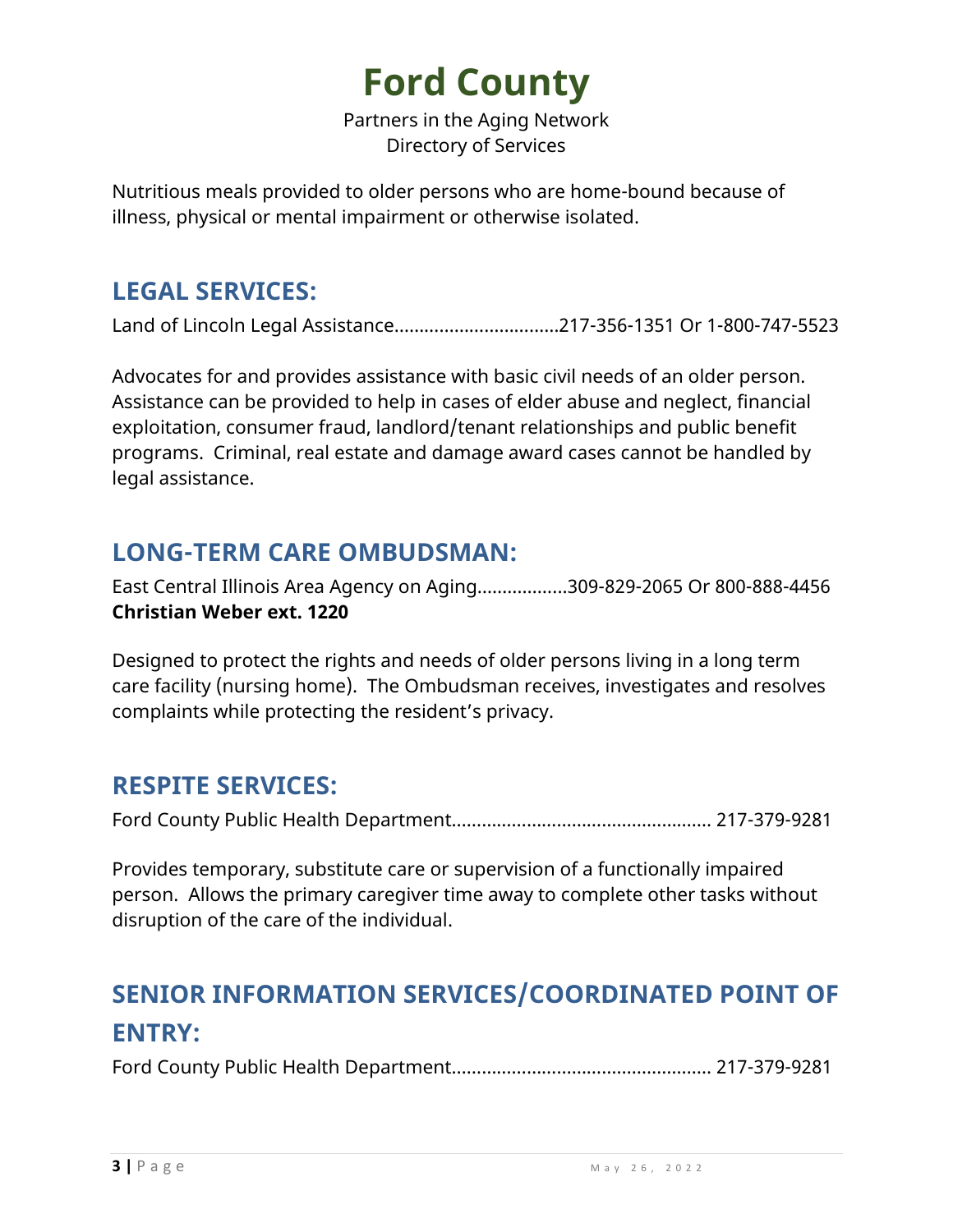# Ford County

Partners in the Aging Network
Directory of Services

Nutritious meals provided to older persons who are home-bound because of illness, physical or mental impairment or otherwise isolated.

## LEGAL SERVICES:

Land of Lincoln Legal Assistance.................................217-356-1351 Or 1-800-747-5523

Advocates for and provides assistance with basic civil needs of an older person. Assistance can be provided to help in cases of elder abuse and neglect, financial exploitation, consumer fraud, landlord/tenant relationships and public benefit programs. Criminal, real estate and damage award cases cannot be handled by legal assistance.

## LONG-TERM CARE OMBUDSMAN:

East Central Illinois Area Agency on Aging..................309-829-2065 Or 800-888-4456
**Christian Weber ext. 1220**

Designed to protect the rights and needs of older persons living in a long term care facility (nursing home). The Ombudsman receives, investigates and resolves complaints while protecting the resident's privacy.

## RESPITE SERVICES:

Ford County Public Health Department................................................... 217-379-9281

Provides temporary, substitute care or supervision of a functionally impaired person. Allows the primary caregiver time away to complete other tasks without disruption of the care of the individual.

## SENIOR INFORMATION SERVICES/COORDINATED POINT OF ENTRY:

Ford County Public Health Department................................................... 217-379-9281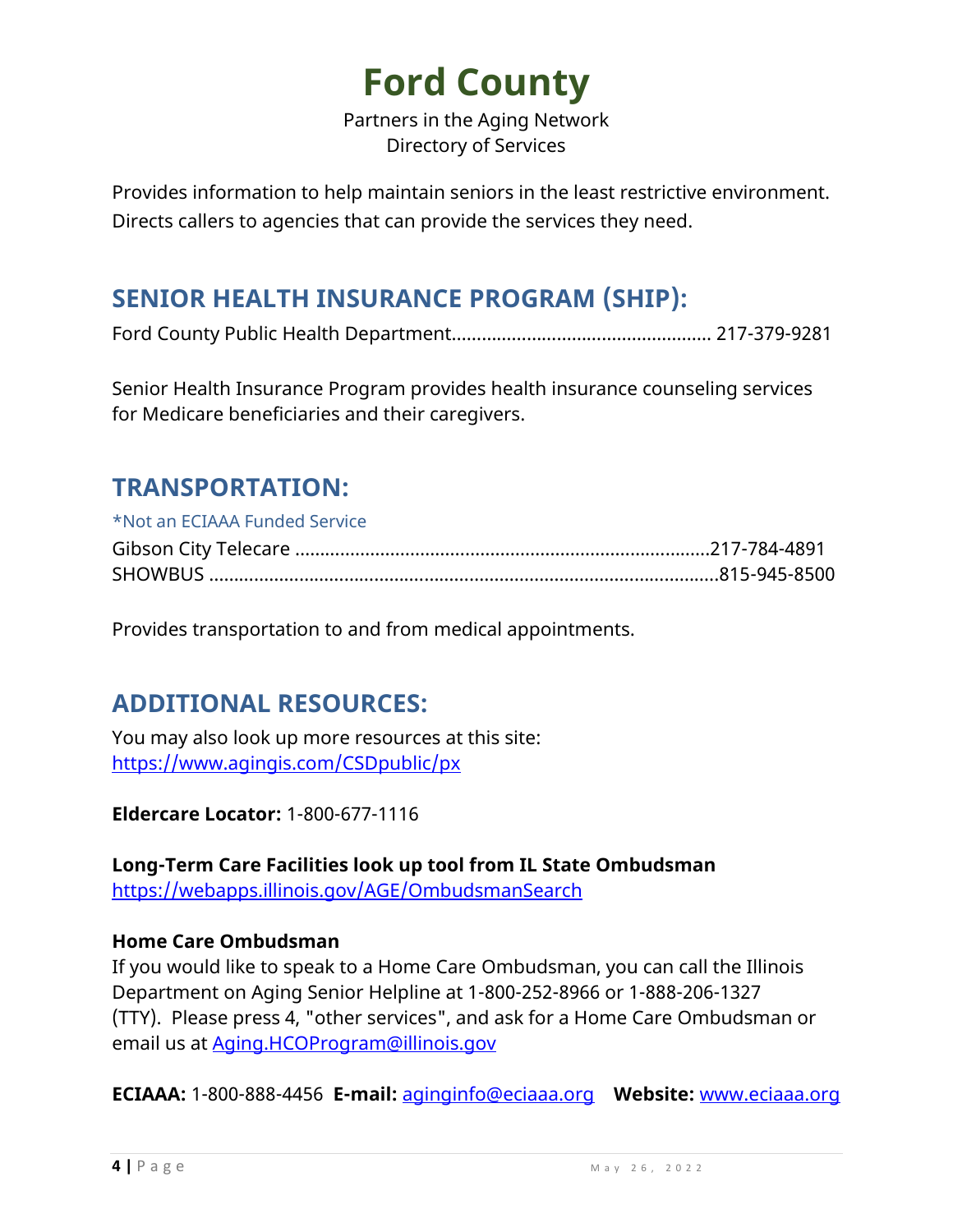# Ford County

Partners in the Aging Network
Directory of Services

Provides information to help maintain seniors in the least restrictive environment. Directs callers to agencies that can provide the services they need.

## SENIOR HEALTH INSURANCE PROGRAM (SHIP):

Ford County Public Health Department.................................................... 217-379-9281

Senior Health Insurance Program provides health insurance counseling services for Medicare beneficiaries and their caregivers.

## TRANSPORTATION:

*Not an ECIAAA Funded Service

Gibson City Telecare ..................................................................................217-784-4891
SHOWBUS .....................................................................................................815-945-8500

Provides transportation to and from medical appointments.

## ADDITIONAL RESOURCES:

You may also look up more resources at this site:
https://www.agingis.com/CSDpublic/px

**Eldercare Locator:** 1-800-677-1116

**Long-Term Care Facilities look up tool from IL State Ombudsman**
https://webapps.illinois.gov/AGE/OmbudsmanSearch

**Home Care Ombudsman**
If you would like to speak to a Home Care Ombudsman, you can call the Illinois Department on Aging Senior Helpline at 1-800-252-8966 or 1-888-206-1327 (TTY). Please press 4, "other services", and ask for a Home Care Ombudsman or email us at Aging.HCOProgram@illinois.gov

**ECIAAA:** 1-800-888-4456 **E-mail:** aginginfo@eciaaa.org **Website:** www.eciaaa.org